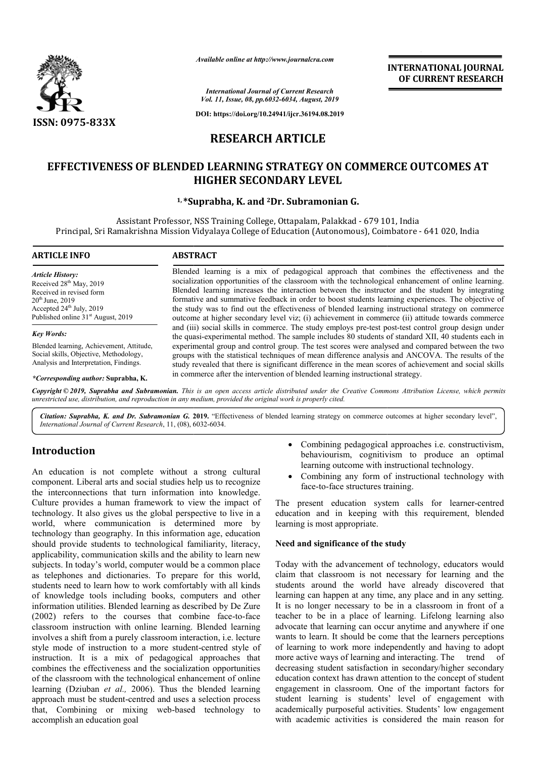# RESEARCH ARTICLE

## EFFECTIVENESS OF BLENDED LEARNING STRATEGY ON COMMERCE OUTCOMES AT HIGHER SECONDARY LEVEL

[1,]*Suprabha, K. and [2]Dr. Subramonian G.

Assistant Professor, NSS Training College, Ottapalam, Palakkad - 679 101, India

Principal, Sri Ramakrishna Mission Vidyalaya College of Education (Autonomous), Coimbatore - 641 020, India

### ARTICLE INFO

*Article History:*

Received 28th May, 2019

Received in revised form 20th June, 2019

Accepted 24th July, 2019

Published online 31st August, 2019

*Key Words:*

Blended learning, Achievement, Attitude, Social skills, Objective, Methodology, Analysis and Interpretation, Findings.

**\*Corresponding author: Suprabha, K.**

### ABSTRACT

Blended learning is a mix of pedagogical approach that combines the effectiveness and the socialization opportunities of the classroom with the technological enhancement of online learning. Blended learning increases the interaction between the instructor and the student by integrating formative and summative feedback in order to boost students learning experiences. The objective of the study was to find out the effectiveness of blended learning instructional strategy on commerce outcome at higher secondary level viz; (i) achievement in commerce (ii) attitude towards commerce and (iii) social skills in commerce. The study employs pre-test post-test control group design under the quasi-experimental method. The sample includes 80 students of standard XII, 40 students each in experimental group and control group. The test scores were analysed and compared between the two groups with the statistical techniques of mean difference analysis and ANCOVA. The results of the study revealed that there is significant difference in the mean scores of achievement and social skills in commerce after the intervention of blended learning instructional strategy.

***Copyright © 2019, Suprabha and Subramonian.*** *This is an open access article distributed under the Creative Commons Attribution License, which permits unrestricted use, distribution, and reproduction in any medium, provided the original work is properly cited.*

***Citation: Suprabha, K. and Dr. Subramonian G. 2019.*** "Effectiveness of blended learning strategy on commerce outcomes at higher secondary level", *International Journal of Current Research*, 11, (08), 6032-6034.

## Introduction

An education is not complete without a strong cultural component. Liberal arts and social studies help us to recognize the interconnections that turn information into knowledge. Culture provides a human framework to view the impact of technology. It also gives us the global perspective to live in a world, where communication is determined more by technology than geography. In this information age, education should provide students to technological familiarity, literacy, applicability, communication skills and the ability to learn new subjects. In today's world, computer would be a common place as telephones and dictionaries. To prepare for this world, students need to learn how to work comfortably with all kinds of knowledge tools including books, computers and other information utilities. Blended learning as described by De Zure (2002) refers to the courses that combine face-to-face classroom instruction with online learning. Blended learning involves a shift from a purely classroom interaction, i.e. lecture style mode of instruction to a more student-centred style of instruction. It is a mix of pedagogical approaches that combines the effectiveness and the socialization opportunities of the classroom with the technological enhancement of online learning (Dziuban *et al.,* 2006). Thus the blended learning approach must be student-centred and uses a selection process that, Combining or mixing web-based technology to accomplish an education goal

- Combining pedagogical approaches i.e. constructivism, behaviourism, cognitivism to produce an optimal learning outcome with instructional technology.
- Combining any form of instructional technology with face-to-face structures training.

The present education system calls for learner-centred education and in keeping with this requirement, blended learning is most appropriate.

### Need and significance of the study

Today with the advancement of technology, educators would claim that classroom is not necessary for learning and the students around the world have already discovered that learning can happen at any time, any place and in any setting. It is no longer necessary to be in a classroom in front of a teacher to be in a place of learning. Lifelong learning also advocate that learning can occur anytime and anywhere if one wants to learn. It should be come that the learners perceptions of learning to work more independently and having to adopt more active ways of learning and interacting. The trend of decreasing student satisfaction in secondary/higher secondary education context has drawn attention to the concept of student engagement in classroom. One of the important factors for student learning is students' level of engagement with academically purposeful activities. Students' low engagement with academic activities is considered the main reason for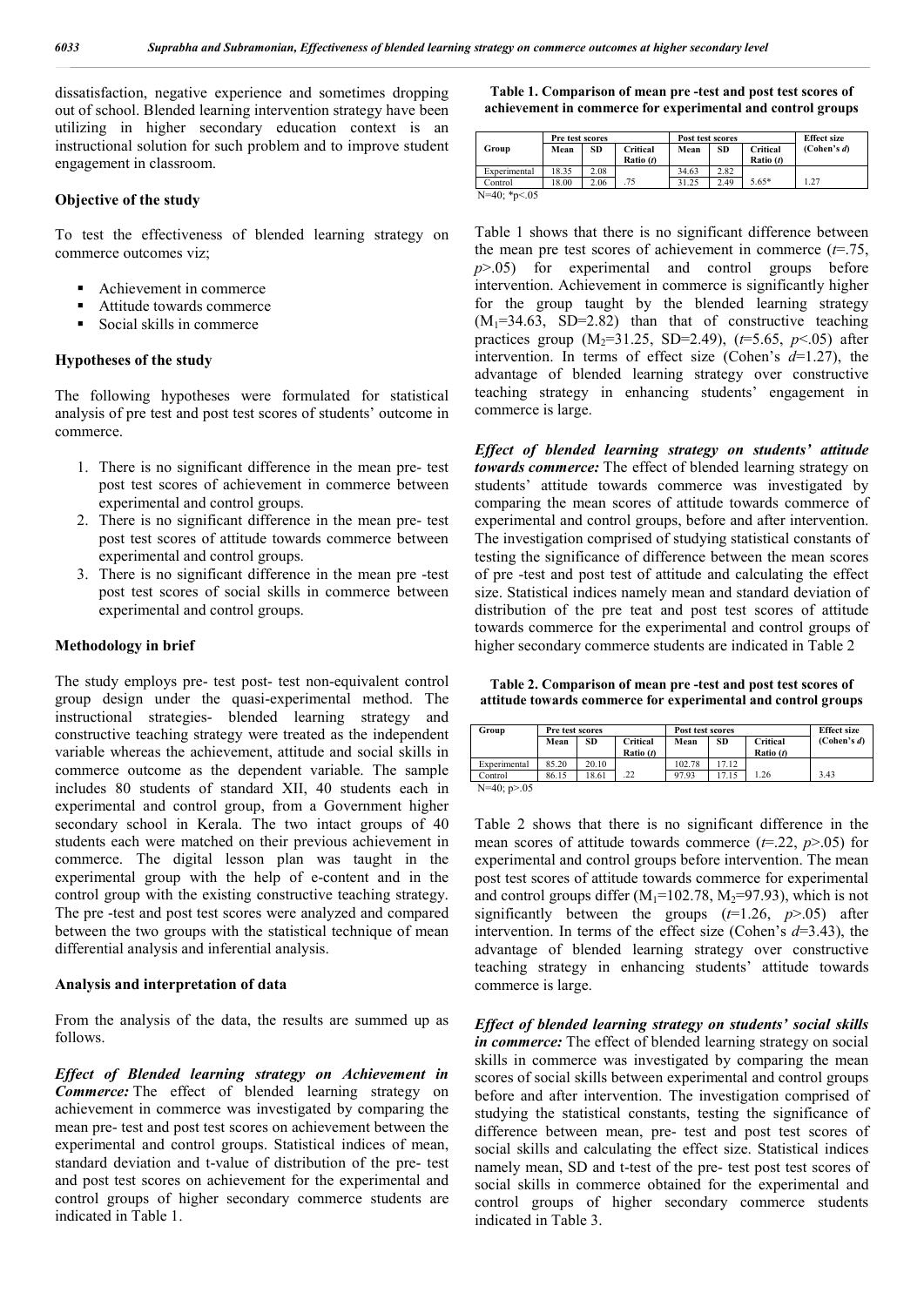dissatisfaction, negative experience and sometimes dropping out of school. Blended learning intervention strategy have been utilizing in higher secondary education context is an instructional solution for such problem and to improve student engagement in classroom.

### Objective of the study

To test the effectiveness of blended learning strategy on commerce outcomes viz;

- Achievement in commerce
- Attitude towards commerce
- Social skills in commerce

### Hypotheses of the study

The following hypotheses were formulated for statistical analysis of pre test and post test scores of students' outcome in commerce.

1. There is no significant difference in the mean pre- test post test scores of achievement in commerce between experimental and control groups.
2. There is no significant difference in the mean pre- test post test scores of attitude towards commerce between experimental and control groups.
3. There is no significant difference in the mean pre -test post test scores of social skills in commerce between experimental and control groups.

### Methodology in brief

The study employs pre- test post- test non-equivalent control group design under the quasi-experimental method. The instructional strategies- blended learning strategy and constructive teaching strategy were treated as the independent variable whereas the achievement, attitude and social skills in commerce outcome as the dependent variable. The sample includes 80 students of standard XII, 40 students each in experimental and control group, from a Government higher secondary school in Kerala. The two intact groups of 40 students each were matched on their previous achievement in commerce. The digital lesson plan was taught in the experimental group with the help of e-content and in the control group with the existing constructive teaching strategy. The pre -test and post test scores were analyzed and compared between the two groups with the statistical technique of mean differential analysis and inferential analysis.

### Analysis and interpretation of data

From the analysis of the data, the results are summed up as follows.

***Effect of Blended learning strategy on Achievement in Commerce:*** The effect of blended learning strategy on achievement in commerce was investigated by comparing the mean pre- test and post test scores on achievement between the experimental and control groups. Statistical indices of mean, standard deviation and t-value of distribution of the pre- test and post test scores on achievement for the experimental and control groups of higher secondary commerce students are indicated in Table 1.

**Table 1. Comparison of mean pre -test and post test scores of achievement in commerce for experimental and control groups**

| Group | Pre test scores | | | Post test scores | | | Effect size |
|---|---|---|---|---|---|---|---|
| | Mean | SD | Critical Ratio (*t*) | Mean | SD | Critical Ratio (*t*) | (Cohen's *d*) |
| Experimental | 18.35 | 2.08 | .75 | 34.63 | 2.82 | 5.65* | 1.27 |
| Control | 18.00 | 2.06 | | 31.25 | 2.49 | | |

N=40; *p<.05

Table 1 shows that there is no significant difference between the mean pre test scores of achievement in commerce ($t$=.75, $p$>.05) for experimental and control groups before intervention. Achievement in commerce is significantly higher for the group taught by the blended learning strategy ($M_1$=34.63, SD=2.82) than that of constructive teaching practices group ($M_2$=31.25, SD=2.49), ($t$=5.65, $p$<.05) after intervention. In terms of effect size (Cohen's $d$=1.27), the advantage of blended learning strategy over constructive teaching strategy in enhancing students' engagement in commerce is large.

***Effect of blended learning strategy on students' attitude towards commerce:*** The effect of blended learning strategy on students' attitude towards commerce was investigated by comparing the mean scores of attitude towards commerce of experimental and control groups, before and after intervention. The investigation comprised of studying statistical constants of testing the significance of difference between the mean scores of pre -test and post test of attitude and calculating the effect size. Statistical indices namely mean and standard deviation of distribution of the pre teat and post test scores of attitude towards commerce for the experimental and control groups of higher secondary commerce students are indicated in Table 2

**Table 2. Comparison of mean pre -test and post test scores of attitude towards commerce for experimental and control groups**

| Group | Pre test scores | | | Post test scores | | | Effect size |
|---|---|---|---|---|---|---|---|
| | Mean | SD | Critical Ratio (*t*) | Mean | SD | Critical Ratio (*t*) | (Cohen's *d*) |
| Experimental | 85.20 | 20.10 | .22 | 102.78 | 17.12 | 1.26 | 3.43 |
| Control | 86.15 | 18.61 | | 97.93 | 17.15 | | |

N=40; p>.05

Table 2 shows that there is no significant difference in the mean scores of attitude towards commerce ($t$=.22, $p$>.05) for experimental and control groups before intervention. The mean post test scores of attitude towards commerce for experimental and control groups differ ($M_1$=102.78, $M_2$=97.93), which is not significantly between the groups ($t$=1.26, $p$>.05) after intervention. In terms of the effect size (Cohen's $d$=3.43), the advantage of blended learning strategy over constructive teaching strategy in enhancing students' attitude towards commerce is large.

***Effect of blended learning strategy on students' social skills in commerce:*** The effect of blended learning strategy on social skills in commerce was investigated by comparing the mean scores of social skills between experimental and control groups before and after intervention. The investigation comprised of studying the statistical constants, testing the significance of difference between mean, pre- test and post test scores of social skills and calculating the effect size. Statistical indices namely mean, SD and t-test of the pre- test post test scores of social skills in commerce obtained for the experimental and control groups of higher secondary commerce students indicated in Table 3.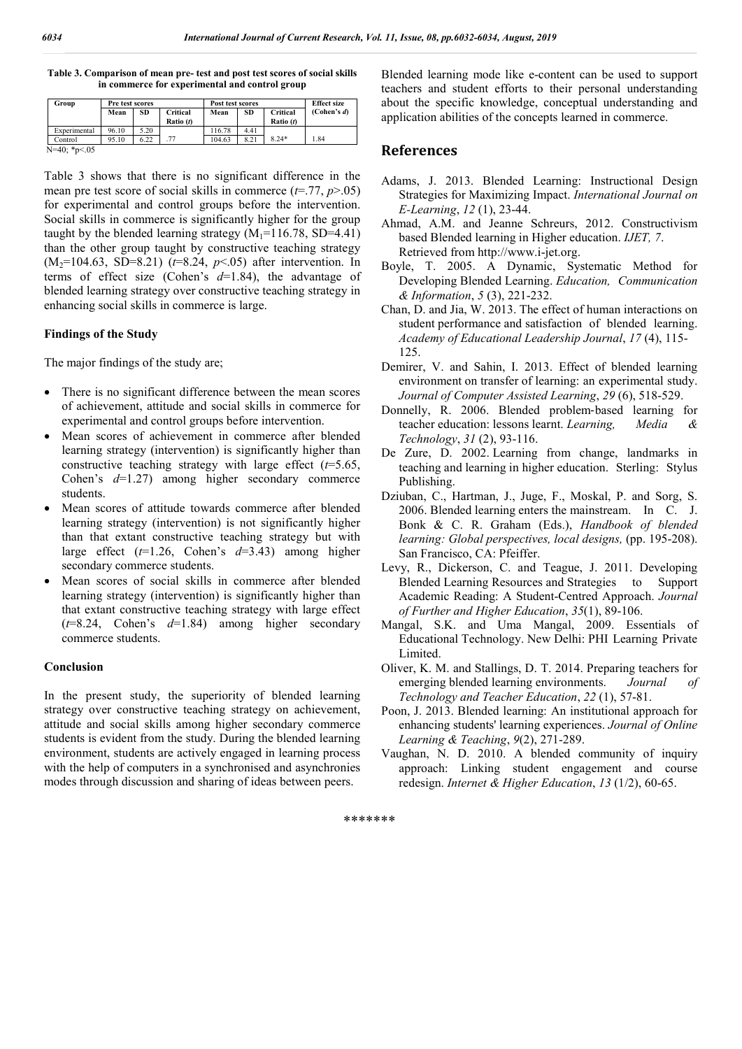**Table 3. Comparison of mean pre- test and post test scores of social skills in commerce for experimental and control group**

| Group | Pre test scores | | | Post test scores | | | Effect size (Cohen's *d*) |
|---|---|---|---|---|---|---|---|
| | Mean | SD | Critical Ratio (*t*) | Mean | SD | Critical Ratio (*t*) | |
| Experimental | 96.10 | 5.20 | .77 | 116.78 | 4.41 | 8.24* | 1.84 |
| Control | 95.10 | 6.22 | | 104.63 | 8.21 | | |

N=40; *p<.05

Table 3 shows that there is no significant difference in the mean pre test score of social skills in commerce ($t$=.77, $p$>.05) for experimental and control groups before the intervention. Social skills in commerce is significantly higher for the group taught by the blended learning strategy ($M_1$=116.78, SD=4.41) than the other group taught by constructive teaching strategy ($M_2$=104.63, SD=8.21) ($t$=8.24, $p$<.05) after intervention. In terms of effect size (Cohen's $d$=1.84), the advantage of blended learning strategy over constructive teaching strategy in enhancing social skills in commerce is large.

### Findings of the Study

The major findings of the study are;

- There is no significant difference between the mean scores of achievement, attitude and social skills in commerce for experimental and control groups before intervention.
- Mean scores of achievement in commerce after blended learning strategy (intervention) is significantly higher than constructive teaching strategy with large effect ($t$=5.65, Cohen's $d$=1.27) among higher secondary commerce students.
- Mean scores of attitude towards commerce after blended learning strategy (intervention) is not significantly higher than that extant constructive teaching strategy but with large effect ($t$=1.26, Cohen's $d$=3.43) among higher secondary commerce students.
- Mean scores of social skills in commerce after blended learning strategy (intervention) is significantly higher than that extant constructive teaching strategy with large effect ($t$=8.24, Cohen's $d$=1.84) among higher secondary commerce students.

### Conclusion

In the present study, the superiority of blended learning strategy over constructive teaching strategy on achievement, attitude and social skills among higher secondary commerce students is evident from the study. During the blended learning environment, students are actively engaged in learning process with the help of computers in a synchronised and asynchronies modes through discussion and sharing of ideas between peers. Blended learning mode like e-content can be used to support teachers and student efforts to their personal understanding about the specific knowledge, conceptual understanding and application abilities of the concepts learned in commerce.

## References

Adams, J. 2013. Blended Learning: Instructional Design Strategies for Maximizing Impact. *International Journal on E-Learning*, *12* (1), 23-44.

Ahmad, A.M. and Jeanne Schreurs, 2012. Constructivism based Blended learning in Higher education. *IJET, 7*. Retrieved from http://www.i-jet.org.

Boyle, T. 2005. A Dynamic, Systematic Method for Developing Blended Learning. *Education, Communication & Information*, *5* (3), 221-232.

Chan, D. and Jia, W. 2013. The effect of human interactions on student performance and satisfaction of blended learning. *Academy of Educational Leadership Journal*, *17* (4), 115-125.

Demirer, V. and Sahin, I. 2013. Effect of blended learning environment on transfer of learning: an experimental study. *Journal of Computer Assisted Learning*, *29* (6), 518-529.

Donnelly, R. 2006. Blended problem‐based learning for teacher education: lessons learnt. *Learning, Media & Technology*, *31* (2), 93-116.

De Zure, D. 2002. Learning from change, landmarks in teaching and learning in higher education. Sterling: Stylus Publishing.

Dziuban, C., Hartman, J., Juge, F., Moskal, P. and Sorg, S. 2006. Blended learning enters the mainstream. In C. J. Bonk & C. R. Graham (Eds.), *Handbook of blended learning: Global perspectives, local designs,* (pp. 195-208). San Francisco, CA: Pfeiffer.

Levy, R., Dickerson, C. and Teague, J. 2011. Developing Blended Learning Resources and Strategies to Support Academic Reading: A Student-Centred Approach. *Journal of Further and Higher Education*, *35*(1), 89-106.

Mangal, S.K. and Uma Mangal, 2009. Essentials of Educational Technology. New Delhi: PHI Learning Private Limited.

Oliver, K. M. and Stallings, D. T. 2014. Preparing teachers for emerging blended learning environments. *Journal of Technology and Teacher Education*, *22* (1), 57-81.

Poon, J. 2013. Blended learning: An institutional approach for enhancing students' learning experiences. *Journal of Online Learning & Teaching*, *9*(2), 271-289.

Vaughan, N. D. 2010. A blended community of inquiry approach: Linking student engagement and course redesign. *Internet & Higher Education*, *13* (1/2), 60-65.

*******